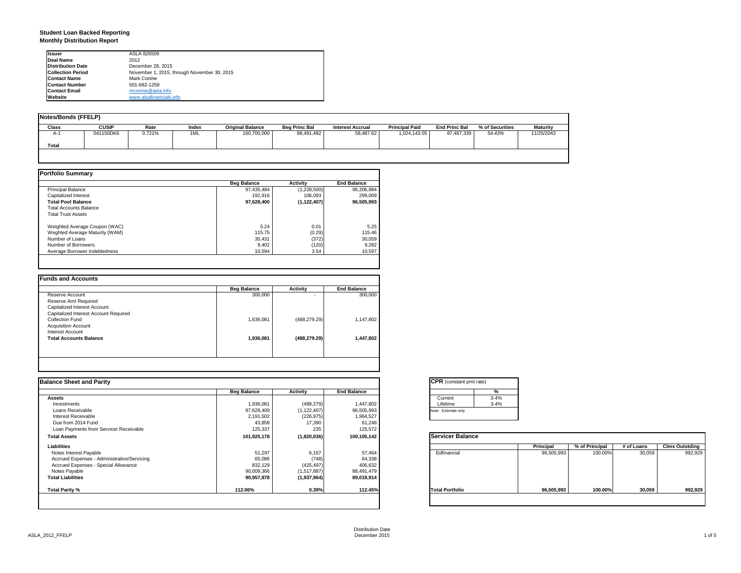# Student Loan Backed Reporting
## Monthly Distribution Report

| | |
|---|---|
| **Issuer** | ASLA 826509 |
| **Deal Name** | 2012 |
| **Distribution Date** | December 28, 2015 |
| **Collection Period** | November 1, 2015, through November 30, 2015 |
| **Contact Name** | Mark Conine |
| **Contact Number** | 501-682-1259 |
| **Contact Email** | mconine@asla.info |
| **Website** | www.alsafinancials.info |

### Notes/Bonds (FFELP)

| Class | CUSIP | Rate | Index | Original Balance | Beg Princ Bal | Interest Accrual | Principal Paid | End Princ Bal | % of Securities | Maturity |
|---|---|---|---|---|---|---|---|---|---|---|
| A-1 | 041150DK6 | 0.721% | 1ML | 160,700,000 | 88,491,482 | 58,487.62 | 1,024,143.05 | 87,467,339 | *54.43%* | 11/25/2043 |
| **Total** | | | | | | | | | | |

### Portfolio Summary

| | Beg Balance | Activity | End Balance |
|---|---|---|---|
| Principal Balance | 97,435,484 | (1,228,500) | 96,206,984 |
| Capitalized Interest | 192,916 | 106,093 | 299,009 |
| **Total Pool Balance** | **97,628,400** | **(1,122,407)** | **96,505,993** |
| Total Accounts Balance | | | |
| Total Trust Assets | | | |
| | | | |
| Weighted Average Coupon (WAC) | 5.24 | 0.01 | 5.25 |
| Weghted Average Maturity (WAM) | 115.75 | (0.29) | 115.46 |
| Number of Loans | 30,431 | (372) | 30,059 |
| Number of Borrowers | 9,402 | (120) | 9,282 |
| Average Borrower Indebtedness | 10,594 | 3.54 | 10,597 |

### Funds and Accounts

| | Beg Balance | Activity | End Balance |
|---|---|---|---|
| Reserve Account | 300,000 | - | 300,000 |
| Reserve Amt Required | | | |
| Capitalized Interest Account | | | |
| Capitalized Interest Account Required | | | |
| Collection Fund | 1,636,081 | (488,279.29) | 1,147,802 |
| Acquisition Account | | | |
| Interest Account | | | |
| **Total Accounts Balance** | **1,936,081** | **(488,279.29)** | **1,447,802** |

### Balance Sheet and Parity

| | Beg Balance | Activity | End Balance |
|---|---|---|---|
| **Assets** | | | |
| Investments | 1,936,081 | (488,279) | 1,447,802 |
| Loans Receivable | 97,628,400 | (1,122,407) | 96,505,993 |
| Interest Receivable | 2,191,502 | (226,975) | 1,964,527 |
| Due from 2014 Fund | 43,858 | 17,390 | 61,248 |
| Loan Payments from Servicer Receivable | 125,337 | 235 | 125,572 |
| **Total Assets** | **101,925,178** | **(1,820,036)** | **100,105,142** |
| **Liabilities** | | | |
| Notes Interest Payable | 51,297 | 6,167 | 57,464 |
| Accrued Expenses - Administrative/Servicing | 65,086 | (748) | 64,338 |
| Accrued Expenses - Special Allowance | 832,129 | (425,497) | 406,632 |
| Notes Payable | 90,009,366 | (1,517,887) | 88,491,479 |
| **Total Liabilities** | **90,957,878** | **(1,937,964)** | **89,019,914** |
| | | | |
| **Total Parity %** | **112.06%** | **0.39%** | **112.45%** |

### CPR (constant pmt rate)

| | % |
|---|---|
| Current | 3-4% |
| Lifetime | 3-4% |

Note: Estimate only.

### Servicer Balance

| | Principal | % of Principal | # of Loans | Clms Outstding |
|---|---|---|---|---|
| Edfinancial | 96,505,993 | 100.00% | 30,059 | 992,929 |
| **Total Portfolio** | **96,505,993** | **100.00%** | **30,059** | **992,929** |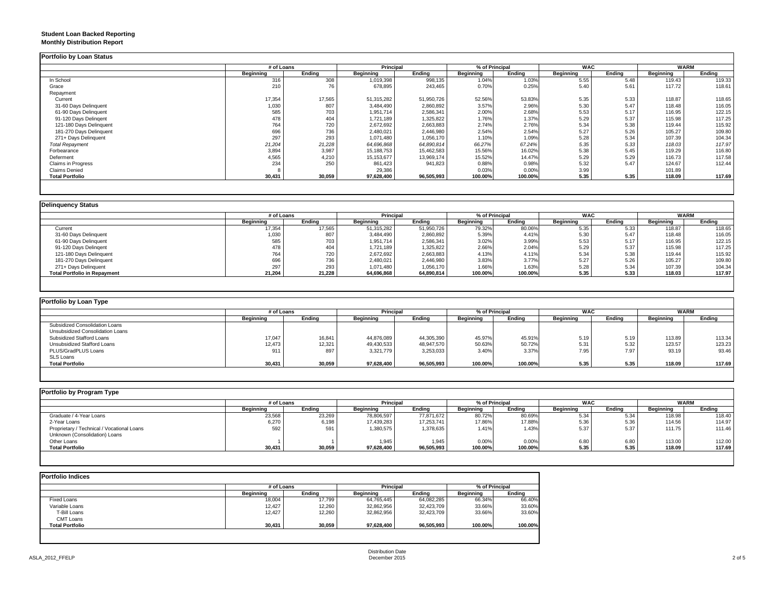**Student Loan Backed Reporting**
**Monthly Distribution Report**

## Portfolio by Loan Status

| | # of Loans | | Principal | | % of Principal | | WAC | | WARM | |
|---|---|---|---|---|---|---|---|---|---|---|
| | Beginning | Ending | Beginning | Ending | Beginning | Ending | Beginning | Ending | Beginning | Ending |
| In School | 316 | 308 | 1,019,398 | 998,135 | 1.04% | 1.03% | 5.55 | 5.48 | 119.43 | 119.33 |
| Grace | 210 | 76 | 678,895 | 243,465 | 0.70% | 0.25% | 5.40 | 5.61 | 117.72 | 118.61 |
| Repayment | | | | | | | | | | |
| Current | 17,354 | 17,565 | 51,315,282 | 51,950,726 | 52.56% | 53.83% | 5.35 | 5.33 | 118.87 | 118.65 |
| 31-60 Days Delinquent | 1,030 | 807 | 3,484,490 | 2,860,892 | 3.57% | 2.96% | 5.30 | 5.47 | 118.48 | 116.05 |
| 61-90 Days Delinquent | 585 | 703 | 1,951,714 | 2,586,341 | 2.00% | 2.68% | 5.53 | 5.17 | 116.95 | 122.15 |
| 91-120 Days Delingent | 478 | 404 | 1,721,189 | 1,325,822 | 1.76% | 1.37% | 5.29 | 5.37 | 115.98 | 117.25 |
| 121-180 Days Delinquent | 764 | 720 | 2,672,692 | 2,663,883 | 2.74% | 2.76% | 5.34 | 5.38 | 119.44 | 115.92 |
| 181-270 Days Delinquent | 696 | 736 | 2,480,021 | 2,446,980 | 2.54% | 2.54% | 5.27 | 5.26 | 105.27 | 109.80 |
| 271+ Days Delinquent | 297 | 293 | 1,071,480 | 1,056,170 | 1.10% | 1.09% | 5.28 | 5.34 | 107.39 | 104.34 |
| *Total Repayment* | *21,204* | *21,228* | *64,696,868* | *64,890,814* | *66.27%* | *67.24%* | *5.35* | *5.33* | *118.03* | *117.97* |
| Forbearance | 3,894 | 3,987 | 15,188,753 | 15,462,583 | 15.56% | 16.02% | 5.38 | 5.45 | 119.29 | 116.80 |
| Deferment | 4,565 | 4,210 | 15,153,677 | 13,969,174 | 15.52% | 14.47% | 5.29 | 5.29 | 116.73 | 117.58 |
| Claims in Progress | 234 | 250 | 861,423 | 941,823 | 0.88% | 0.98% | 5.32 | 5.47 | 124.67 | 112.44 |
| Claims Denied | 8 | | 29,386 | | 0.03% | 0.00% | 3.99 | | 101.89 | |
| **Total Portfolio** | **30,431** | **30,059** | **97,628,400** | **96,505,993** | **100.00%** | **100.00%** | **5.35** | **5.35** | **118.09** | **117.69** |

## Delinquency Status

| | # of Loans | | Principal | | % of Principal | | WAC | | WARM | |
|---|---|---|---|---|---|---|---|---|---|---|
| | Beginning | Ending | Beginning | Ending | Beginning | Ending | Beginning | Ending | Beginning | Ending |
| Current | 17,354 | 17,565 | 51,315,282 | 51,950,726 | 79.32% | 80.06% | 5.35 | 5.33 | 118.87 | 118.65 |
| 31-60 Days Delinquent | 1,030 | 807 | 3,484,490 | 2,860,892 | 5.39% | 4.41% | 5.30 | 5.47 | 118.48 | 116.05 |
| 61-90 Days Delinquent | 585 | 703 | 1,951,714 | 2,586,341 | 3.02% | 3.99% | 5.53 | 5.17 | 116.95 | 122.15 |
| 91-120 Days Delingent | 478 | 404 | 1,721,189 | 1,325,822 | 2.66% | 2.04% | 5.29 | 5.37 | 115.98 | 117.25 |
| 121-180 Days Delinquent | 764 | 720 | 2,672,692 | 2,663,883 | 4.13% | 4.11% | 5.34 | 5.38 | 119.44 | 115.92 |
| 181-270 Days Delinquent | 696 | 736 | 2,480,021 | 2,446,980 | 3.83% | 3.77% | 5.27 | 5.26 | 105.27 | 109.80 |
| 271+ Days Delinquent | 297 | 293 | 1,071,480 | 1,056,170 | 1.66% | 1.63% | 5.28 | 5.34 | 107.39 | 104.34 |
| **Total Portfolio in Repayment** | **21,204** | **21,228** | **64,696,868** | **64,890,814** | **100.00%** | **100.00%** | **5.35** | **5.33** | **118.03** | **117.97** |

## Portfolio by Loan Type

| | # of Loans | | Principal | | % of Principal | | WAC | | WARM | |
|---|---|---|---|---|---|---|---|---|---|---|
| | Beginning | Ending | Beginning | Ending | Beginning | Ending | Beginning | Ending | Beginning | Ending |
| Subsidized Consolidation Loans | | | | | | | | | | |
| Unsubsidized Consolidation Loans | | | | | | | | | | |
| Subsidized Stafford Loans | 17,047 | 16,841 | 44,876,089 | 44,305,390 | 45.97% | 45.91% | 5.19 | 5.19 | 113.89 | 113.34 |
| Unsubsidized Stafford Loans | 12,473 | 12,321 | 49,430,533 | 48,947,570 | 50.63% | 50.72% | 5.31 | 5.32 | 123.57 | 123.23 |
| PLUS/GradPLUS Loans | 911 | 897 | 3,321,779 | 3,253,033 | 3.40% | 3.37% | 7.95 | 7.97 | 93.19 | 93.46 |
| SLS Loans | | | | | | | | | | |
| **Total Portfolio** | **30,431** | **30,059** | **97,628,400** | **96,505,993** | **100.00%** | **100.00%** | **5.35** | **5.35** | **118.09** | **117.69** |

## Portfolio by Program Type

| | # of Loans | | Principal | | % of Principal | | WAC | | WARM | |
|---|---|---|---|---|---|---|---|---|---|---|
| | Beginning | Ending | Beginning | Ending | Beginning | Ending | Beginning | Ending | Beginning | Ending |
| Graduate / 4-Year Loans | 23,568 | 23,269 | 78,806,597 | 77,871,672 | 80.72% | 80.69% | 5.34 | 5.34 | 118.98 | 118.40 |
| 2-Year Loans | 6,270 | 6,198 | 17,439,283 | 17,253,741 | 17.86% | 17.88% | 5.36 | 5.36 | 114.56 | 114.97 |
| Proprietary / Technical / Vocational Loans | 592 | 591 | 1,380,575 | 1,378,635 | 1.41% | 1.43% | 5.37 | 5.37 | 111.75 | 111.46 |
| Unknown (Consolidation) Loans | | | | | | | | | | |
| Other Loans | 1 | 1 | 1,945 | 1,945 | 0.00% | 0.00% | 6.80 | 6.80 | 113.00 | 112.00 |
| **Total Portfolio** | **30,431** | **30,059** | **97,628,400** | **96,505,993** | **100.00%** | **100.00%** | **5.35** | **5.35** | **118.09** | **117.69** |

## Portfolio Indices

| | # of Loans | | Principal | | % of Principal | |
|---|---|---|---|---|---|---|
| | Beginning | Ending | Beginning | Ending | Beginning | Ending |
| Fixed Loans | 18,004 | 17,799 | 64,765,445 | 64,082,285 | 66.34% | 66.40% |
| Variable Loans | 12,427 | 12,260 | 32,862,956 | 32,423,709 | 33.66% | 33.60% |
| T-Bill Loans | 12,427 | 12,260 | 32,862,956 | 32,423,709 | 33.66% | 33.60% |
| CMT Loans | | | | | | |
| **Total Portfolio** | **30,431** | **30,059** | **97,628,400** | **96,505,993** | **100.00%** | **100.00%** |

Distribution Date
December 2015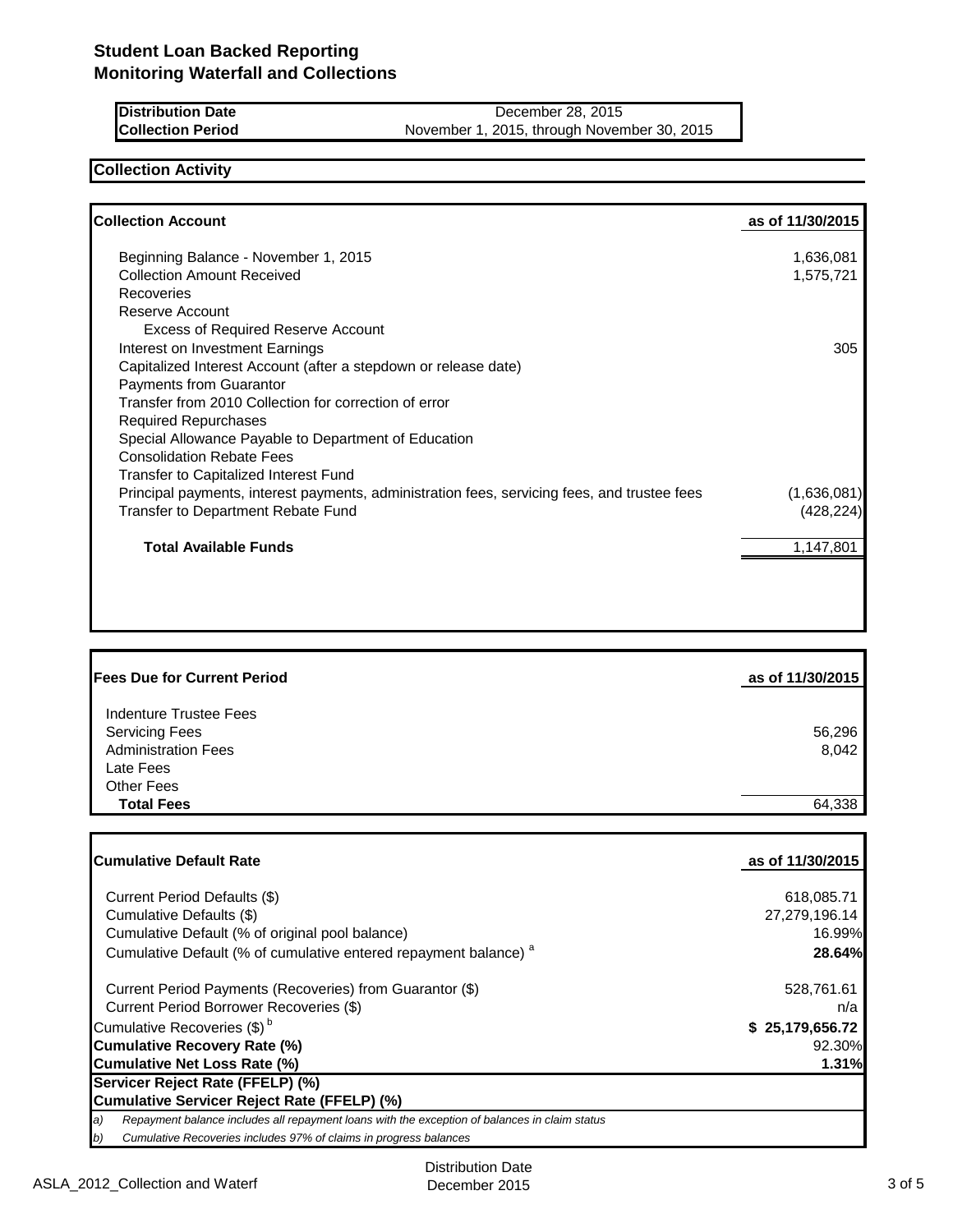# Student Loan Backed Reporting
# Monitoring Waterfall and Collections

| | |
|---|---|
| **Distribution Date** | December 28, 2015 |
| **Collection Period** | November 1, 2015, through November 30, 2015 |

## Collection Activity

| **Collection Account** | **as of 11/30/2015** |
|---|---|
| Beginning Balance - November 1, 2015 | 1,636,081 |
| Collection Amount Received | 1,575,721 |
| Recoveries | |
| Reserve Account | |
| Excess of Required Reserve Account | |
| Interest on Investment Earnings | 305 |
| Capitalized Interest Account (after a stepdown or release date) | |
| Payments from Guarantor | |
| Transfer from 2010 Collection for correction of error | |
| Required Repurchases | |
| Special Allowance Payable to Department of Education | |
| Consolidation Rebate Fees | |
| Transfer to Capitalized Interest Fund | |
| Principal payments, interest payments, administration fees, servicing fees, and trustee fees | (1,636,081) |
| Transfer to Department Rebate Fund | (428,224) |
| **Total Available Funds** | 1,147,801 |

| **Fees Due for Current Period** | **as of 11/30/2015** |
|---|---|
| Indenture Trustee Fees | |
| Servicing Fees | 56,296 |
| Administration Fees | 8,042 |
| Late Fees | |
| Other Fees | |
| **Total Fees** | 64,338 |

| **Cumulative Default Rate** | **as of 11/30/2015** |
|---|---|
| Current Period Defaults ($) | 618,085.71 |
| Cumulative Defaults ($) | 27,279,196.14 |
| Cumulative Default (% of original pool balance) | 16.99% |
| Cumulative Default (% of cumulative entered repayment balance) [a] | **28.64%** |
| Current Period Payments (Recoveries) from Guarantor ($) | 528,761.61 |
| Current Period Borrower Recoveries ($) | n/a |
| Cumulative Recoveries ($) [b] | **$ 25,179,656.72** |
| **Cumulative Recovery Rate (%)** | 92.30% |
| **Cumulative Net Loss Rate (%)** | **1.31%** |
| **Servicer Reject Rate (FFELP) (%)** | |
| **Cumulative Servicer Reject Rate (FFELP) (%)** | |

*a) Repayment balance includes all repayment loans with the exception of balances in claim status*

*b) Cumulative Recoveries includes 97% of claims in progress balances*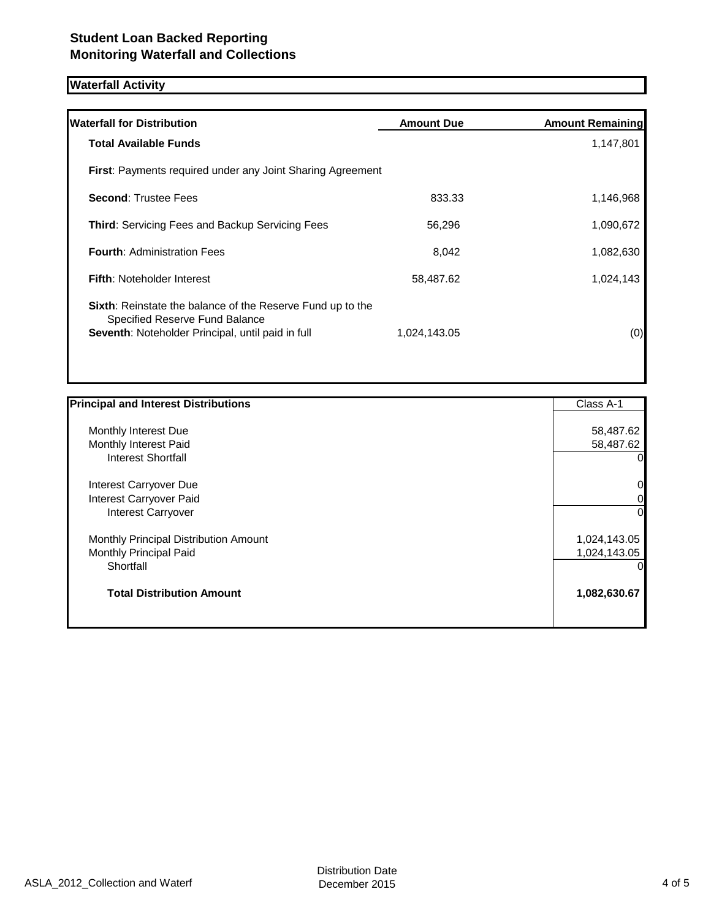# Student Loan Backed Reporting
## Monitoring Waterfall and Collections

### Waterfall Activity

| Waterfall for Distribution | Amount Due | Amount Remaining |
|---|---|---|
| **Total Available Funds** | | 1,147,801 |
| **First**: Payments required under any Joint Sharing Agreement | | |
| **Second**: Trustee Fees | 833.33 | 1,146,968 |
| **Third**: Servicing Fees and Backup Servicing Fees | 56,296 | 1,090,672 |
| **Fourth**: Administration Fees | 8,042 | 1,082,630 |
| **Fifth**: Noteholder Interest | 58,487.62 | 1,024,143 |
| **Sixth**: Reinstate the balance of the Reserve Fund up to the Specified Reserve Fund Balance | | |
| **Seventh**: Noteholder Principal, until paid in full | 1,024,143.05 | (0) |

| Principal and Interest Distributions | Class A-1 |
|---|---|
| Monthly Interest Due | 58,487.62 |
| Monthly Interest Paid | 58,487.62 |
| Interest Shortfall | 0 |
| Interest Carryover Due | 0 |
| Interest Carryover Paid | 0 |
| Interest Carryover | 0 |
| Monthly Principal Distribution Amount | 1,024,143.05 |
| Monthly Principal Paid | 1,024,143.05 |
| Shortfall | 0 |
| **Total Distribution Amount** | **1,082,630.67** |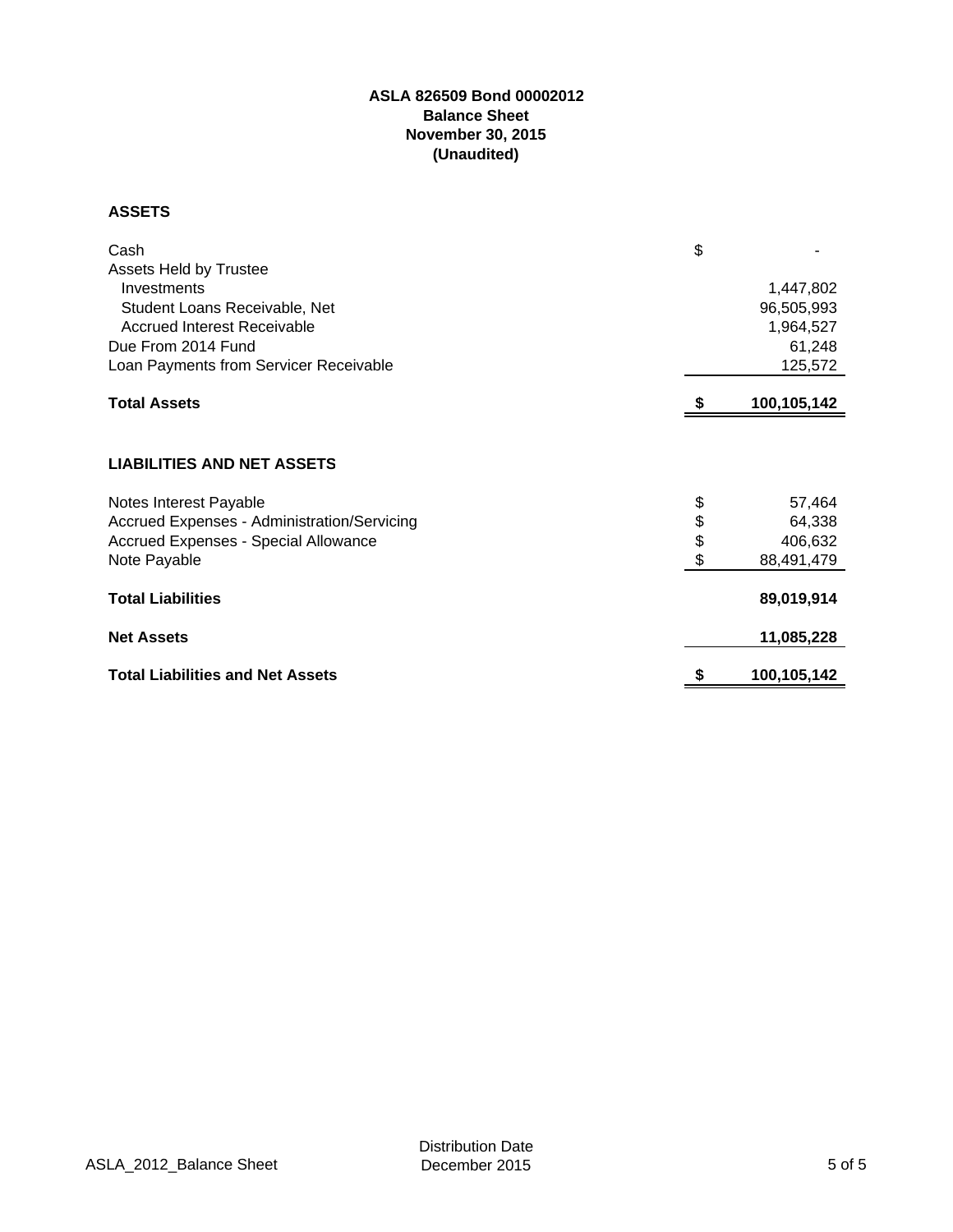**ASLA 826509 Bond 00002012**
**Balance Sheet**
**November 30, 2015**
**(Unaudited)**

**ASSETS**

| | | |
|---|---|---|
| Cash | $ | - |
| Assets Held by Trustee | | |
| Investments | | 1,447,802 |
| Student Loans Receivable, Net | | 96,505,993 |
| Accrued Interest Receivable | | 1,964,527 |
| Due From 2014 Fund | | 61,248 |
| Loan Payments from Servicer Receivable | | 125,572 |
| **Total Assets** | **$** | **100,105,142** |

**LIABILITIES AND NET ASSETS**

| | | |
|---|---|---|
| Notes Interest Payable | $ | 57,464 |
| Accrued Expenses - Administration/Servicing | $ | 64,338 |
| Accrued Expenses - Special Allowance | $ | 406,632 |
| Note Payable | $ | 88,491,479 |
| **Total Liabilities** | | **89,019,914** |
| **Net Assets** | | **11,085,228** |
| **Total Liabilities and Net Assets** | **$** | **100,105,142** |

ASLA_2012_Balance Sheet

Distribution Date
December 2015